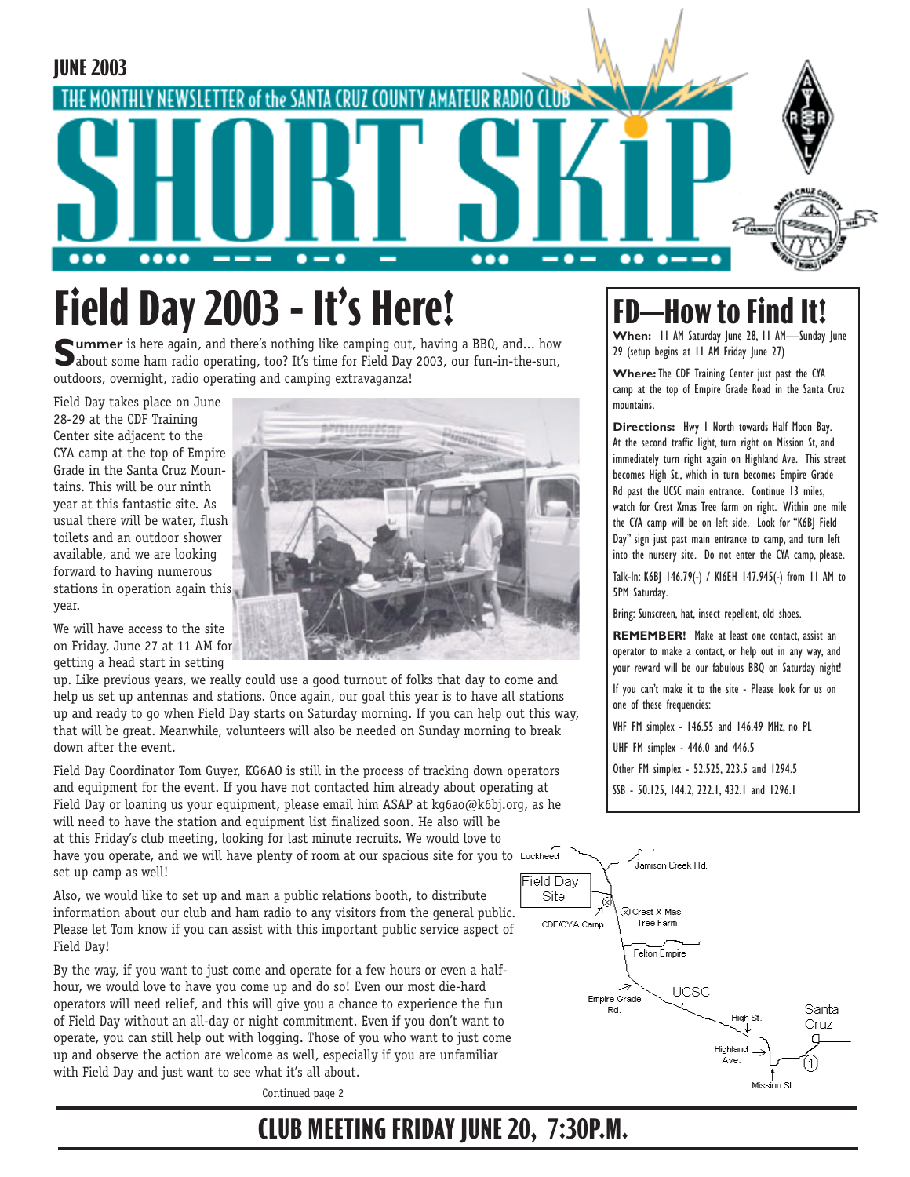JUNE 2003

THE MONTHLY NEWSLETTER of the SANTA CRUZ COUNTY AMATEUR RADIO CLUB

# SHORT SKiP

## Field Day 2003 - It's Here!

**Summer** is here again, and there's nothing like camping out, having a BBQ, and... how about some ham radio operating, too? It's time for Field Day 2003, our fun-in-the-sun, outdoors, overnight, radio operating and camping extravaganza!

Field Day takes place on June 28-29 at the CDF Training Center site adjacent to the CYA camp at the top of Empire Grade in the Santa Cruz Mountains. This will be our ninth year at this fantastic site. As usual there will be water, flush toilets and an outdoor shower available, and we are looking forward to having numerous stations in operation again this year.

We will have access to the site on Friday, June 27 at 11 AM for getting a head start in setting up. Like previous years, we really could use a good turnout of folks that day to come and help us set up antennas and stations. Once again, our goal this year is to have all stations up and ready to go when Field Day starts on Saturday morning. If you can help out this way, that will be great. Meanwhile, volunteers will also be needed on Sunday morning to break down after the event.

Field Day Coordinator Tom Guyer, KG6AO is still in the process of tracking down operators and equipment for the event. If you have not contacted him already about operating at Field Day or loaning us your equipment, please email him ASAP at kg6ao@k6bj.org, as he will need to have the station and equipment list finalized soon. He also will be at this Friday's club meeting, looking for last minute recruits. We would love to have you operate, and we will have plenty of room at our spacious site for you to set up camp as well!

Also, we would like to set up and man a public relations booth, to distribute information about our club and ham radio to any visitors from the general public. Please let Tom know if you can assist with this important public service aspect of Field Day!

By the way, if you want to just come and operate for a few hours or even a half-hour, we would love to have you come up and do so! Even our most die-hard operators will need relief, and this will give you a chance to experience the fun of Field Day without an all-day or night commitment. Even if you don't want to operate, you can still help out with logging. Those of you who want to just come up and observe the action are welcome as well, especially if you are unfamiliar with Field Day and just want to see what it's all about.

Continued page 2

## FD—How to Find It!

**When:** 11 AM Saturday June 28, 11 AM—Sunday June 29 (setup begins at 11 AM Friday June 27)

**Where:** The CDF Training Center just past the CYA camp at the top of Empire Grade Road in the Santa Cruz mountains.

**Directions:** Hwy 1 North towards Half Moon Bay. At the second traffic light, turn right on Mission St, and immediately turn right again on Highland Ave. This street becomes High St., which in turn becomes Empire Grade Rd past the UCSC main entrance. Continue 13 miles, watch for Crest Xmas Tree farm on right. Within one mile the CYA camp will be on left side. Look for "K6BJ Field Day" sign just past main entrance to camp, and turn left into the nursery site. Do not enter the CYA camp, please.

Talk-In: K6BJ 146.79(-) / KI6EH 147.945(-) from 11 AM to 5PM Saturday.

Bring: Sunscreen, hat, insect repellent, old shoes.

**REMEMBER!** Make at least one contact, assist an operator to make a contact, or help out in any way, and your reward will be our fabulous BBQ on Saturday night!

If you can't make it to the site - Please look for us on one of these frequencies:

VHF FM simplex - 146.55 and 146.49 MHz, no PL

UHF FM simplex - 446.0 and 446.5

Other FM simplex - 52.525, 223.5 and 1294.5

SSB - 50.125, 144.2, 222.1, 432.1 and 1296.1

Lockheed | Jamison Creek Rd. | Field Day Site | CDF/CYA Camp | Crest X-Mas Tree Farm | Felton Empire | Empire Grade Rd. | UCSC | High St. | Santa Cruz | Highland Ave. | Mission St. | 1

## CLUB MEETING FRIDAY JUNE 20, 7:30P.M.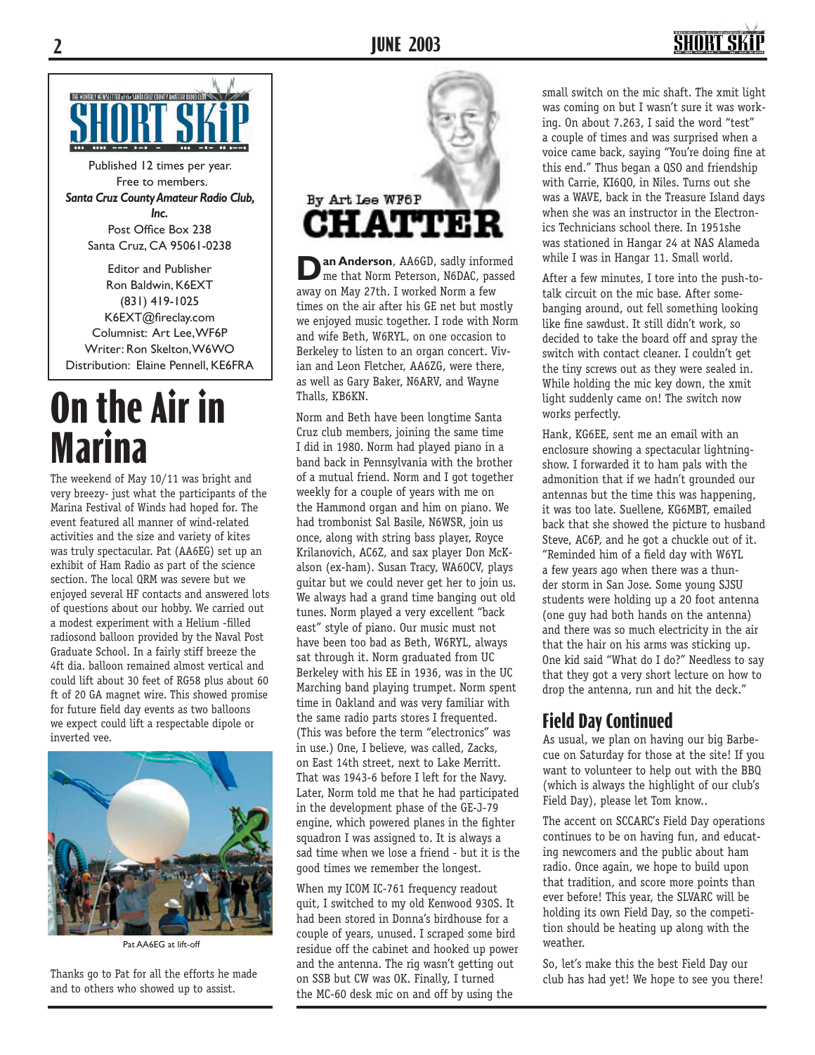Published 12 times per year.
Free to members.
***Santa Cruz County Amateur Radio Club, Inc.***
Post Office Box 238
Santa Cruz, CA 95061-0238

Editor and Publisher
Ron Baldwin, K6EXT
(831) 419-1025
K6EXT@fireclay.com
Columnist: Art Lee, WF6P
Writer: Ron Skelton, W6WO
Distribution: Elaine Pennell, KE6FRA

# On the Air in Marina

The weekend of May 10/11 was bright and very breezy- just what the participants of the Marina Festival of Winds had hoped for. The event featured all manner of wind-related activities and the size and variety of kites was truly spectacular. Pat (AA6EG) set up an exhibit of Ham Radio as part of the science section. The local QRM was severe but we enjoyed several HF contacts and answered lots of questions about our hobby. We carried out a modest experiment with a Helium -filled radiosond balloon provided by the Naval Post Graduate School. In a fairly stiff breeze the 4ft dia. balloon remained almost vertical and could lift about 30 feet of RG58 plus about 60 ft of 20 GA magnet wire. This showed promise for future field day events as two balloons we expect could lift a respectable dipole or inverted vee.

Pat AA6EG at lift-off

Thanks go to Pat for all the efforts he made and to others who showed up to assist.

# CHATTER

By Art Lee WF6P

**Dan Anderson**, AA6GD, sadly informed me that Norm Peterson, N6DAC, passed away on May 27th. I worked Norm a few times on the air after his GE net but mostly we enjoyed music together. I rode with Norm and wife Beth, W6RYL, on one occasion to Berkeley to listen to an organ concert. Vivian and Leon Fletcher, AA6ZG, were there, as well as Gary Baker, N6ARV, and Wayne Thalls, KB6KN.

Norm and Beth have been longtime Santa Cruz club members, joining the same time I did in 1980. Norm had played piano in a band back in Pennsylvania with the brother of a mutual friend. Norm and I got together weekly for a couple of years with me on the Hammond organ and him on piano. We had trombonist Sal Basile, N6WSR, join us once, along with string bass player, Royce Krilanovich, AC6Z, and sax player Don McKalson (ex-ham). Susan Tracy, WA6OCV, plays guitar but we could never get her to join us. We always had a grand time banging out old tunes. Norm played a very excellent "back east" style of piano. Our music must not have been too bad as Beth, W6RYL, always sat through it. Norm graduated from UC Berkeley with his EE in 1936, was in the UC Marching band playing trumpet. Norm spent time in Oakland and was very familiar with the same radio parts stores I frequented. (This was before the term "electronics" was in use.) One, I believe, was called, Zacks, on East 14th street, next to Lake Merritt. That was 1943-6 before I left for the Navy. Later, Norm told me that he had participated in the development phase of the GE-J-79 engine, which powered planes in the fighter squadron I was assigned to. It is always a sad time when we lose a friend - but it is the good times we remember the longest.

When my ICOM IC-761 frequency readout quit, I switched to my old Kenwood 930S. It had been stored in Donna's birdhouse for a couple of years, unused. I scraped some bird residue off the cabinet and hooked up power and the antenna. The rig wasn't getting out on SSB but CW was OK. Finally, I turned the MC-60 desk mic on and off by using the small switch on the mic shaft. The xmit light was coming on but I wasn't sure it was working. On about 7.263, I said the word "test" a couple of times and was surprised when a voice came back, saying "You're doing fine at this end." Thus began a QSO and friendship with Carrie, KI6QO, in Niles. Turns out she was a WAVE, back in the Treasure Island days when she was an instructor in the Electronics Technicians school there. In 1951she was stationed in Hangar 24 at NAS Alameda while I was in Hangar 11. Small world.

After a few minutes, I tore into the push-to-talk circuit on the mic base. After some-banging around, out fell something looking like fine sawdust. It still didn't work, so decided to take the board off and spray the switch with contact cleaner. I couldn't get the tiny screws out as they were sealed in. While holding the mic key down, the xmit light suddenly came on! The switch now works perfectly.

Hank, KG6EE, sent me an email with an enclosure showing a spectacular lightning-show. I forwarded it to ham pals with the admonition that if we hadn't grounded our antennas but the time this was happening, it was too late. Suellene, KG6MBT, emailed back that she showed the picture to husband Steve, AC6P, and he got a chuckle out of it. "Reminded him of a field day with W6YL a few years ago when there was a thunder storm in San Jose. Some young SJSU students were holding up a 20 foot antenna (one guy had both hands on the antenna) and there was so much electricity in the air that the hair on his arms was sticking up. One kid said "What do I do?" Needless to say that they got a very short lecture on how to drop the antenna, run and hit the deck."

## Field Day Continued

As usual, we plan on having our big Barbecue on Saturday for those at the site! If you want to volunteer to help out with the BBQ (which is always the highlight of our club's Field Day), please let Tom know..

The accent on SCCARC's Field Day operations continues to be on having fun, and educating newcomers and the public about ham radio. Once again, we hope to build upon that tradition, and score more points than ever before! This year, the SLVARC will be holding its own Field Day, so the competition should be heating up along with the weather.

So, let's make this the best Field Day our club has had yet! We hope to see you there!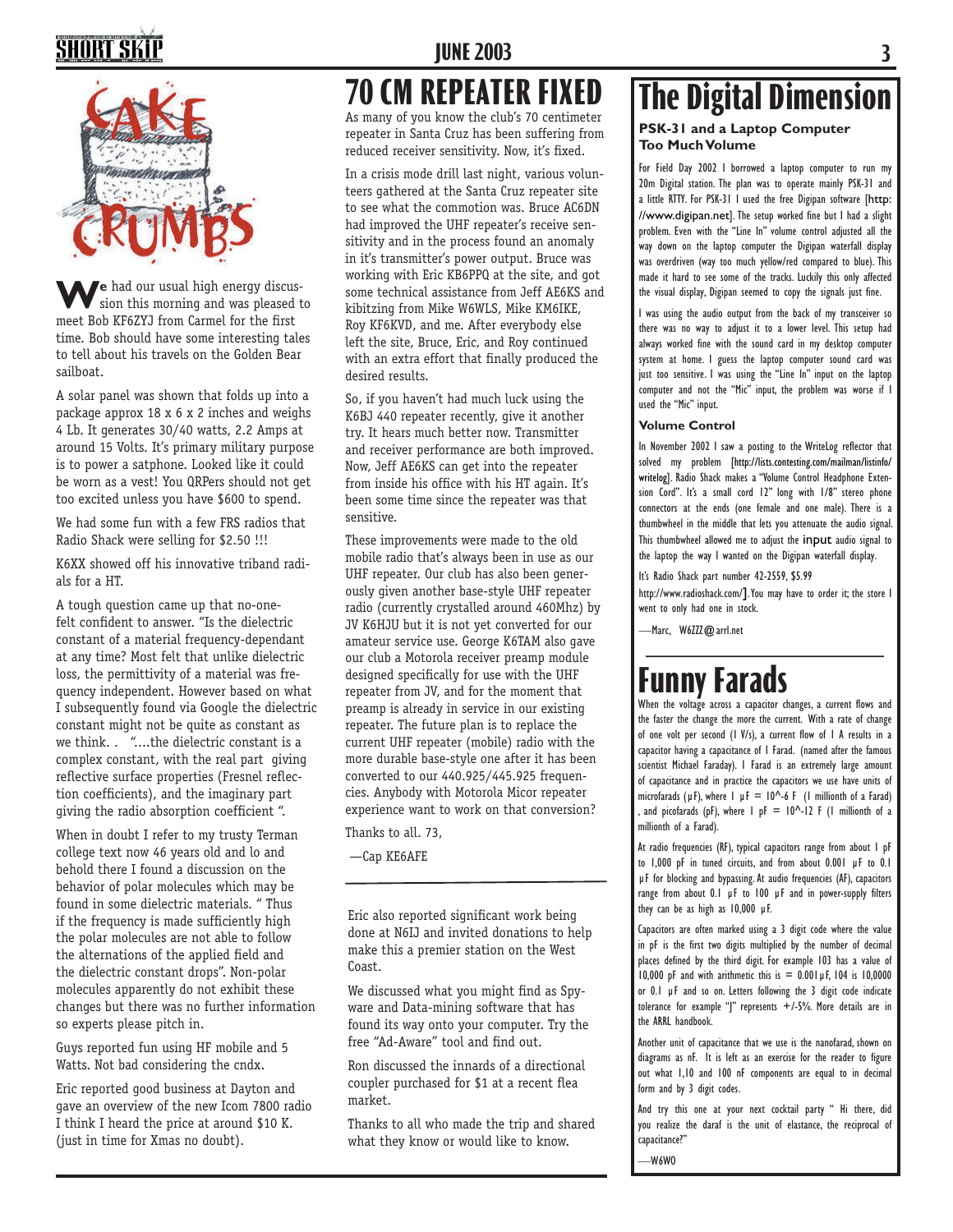# CAKE CRUMBS

We had our usual high energy discussion this morning and was pleased to meet Bob KF6ZYJ from Carmel for the first time. Bob should have some interesting tales to tell about his travels on the Golden Bear sailboat.

A solar panel was shown that folds up into a package approx 18 x 6 x 2 inches and weighs 4 Lb. It generates 30/40 watts, 2.2 Amps at around 15 Volts. It's primary military purpose is to power a satphone. Looked like it could be worn as a vest! You QRPers should not get too excited unless you have $600 to spend.

We had some fun with a few FRS radios that Radio Shack were selling for $2.50 !!!

K6XX showed off his innovative triband radials for a HT.

A tough question came up that no-one-felt confident to answer. "Is the dielectric constant of a material frequency-dependant at any time? Most felt that unlike dielectric loss, the permittivity of a material was frequency independent. However based on what I subsequently found via Google the dielectric constant might not be quite as constant as we think. . "....the dielectric constant is a complex constant, with the real part giving reflective surface properties (Fresnel reflection coefficients), and the imaginary part giving the radio absorption coefficient ".

When in doubt I refer to my trusty Terman college text now 46 years old and lo and behold there I found a discussion on the behavior of polar molecules which may be found in some dielectric materials. " Thus if the frequency is made sufficiently high the polar molecules are not able to follow the alternations of the applied field and the dielectric constant drops". Non-polar molecules apparently do not exhibit these changes but there was no further information so experts please pitch in.

Guys reported fun using HF mobile and 5 Watts. Not bad considering the cndx.

Eric reported good business at Dayton and gave an overview of the new Icom 7800 radio I think I heard the price at around $10 K. (just in time for Xmas no doubt).

Eric also reported significant work being done at N6IJ and invited donations to help make this a premier station on the West Coast.

We discussed what you might find as Spyware and Data-mining software that has found its way onto your computer. Try the free "Ad-Aware" tool and find out.

Ron discussed the innards of a directional coupler purchased for $1 at a recent flea market.

Thanks to all who made the trip and shared what they know or would like to know.

# 70 CM REPEATER FIXED

As many of you know the club's 70 centimeter repeater in Santa Cruz has been suffering from reduced receiver sensitivity. Now, it's fixed.

In a crisis mode drill last night, various volunteers gathered at the Santa Cruz repeater site to see what the commotion was. Bruce AC6DN had improved the UHF repeater's receive sensitivity and in the process found an anomaly in it's transmitter's power output. Bruce was working with Eric KB6PPQ at the site, and got some technical assistance from Jeff AE6KS and kibitzing from Mike W6WLS, Mike KM6IKE, Roy KF6KVD, and me. After everybody else left the site, Bruce, Eric, and Roy continued with an extra effort that finally produced the desired results.

So, if you haven't had much luck using the K6BJ 440 repeater recently, give it another try. It hears much better now. Transmitter and receiver performance are both improved. Now, Jeff AE6KS can get into the repeater from inside his office with his HT again. It's been some time since the repeater was that sensitive.

These improvements were made to the old mobile radio that's always been in use as our UHF repeater. Our club has also been generously given another base-style UHF repeater radio (currently crystalled around 460Mhz) by JV K6HJU but it is not yet converted for our amateur service use. George K6TAM also gave our club a Motorola receiver preamp module designed specifically for use with the UHF repeater from JV, and for the moment that preamp is already in service in our existing repeater. The future plan is to replace the current UHF repeater (mobile) radio with the more durable base-style one after it has been converted to our 440.925/445.925 frequencies. Anybody with Motorola Micor repeater experience want to work on that conversion?

Thanks to all. 73,

—Cap KE6AFE

# The Digital Dimension

### PSK-31 and a Laptop Computer Too Much Volume

For Field Day 2002 I borrowed a laptop computer to run my 20m Digital station. The plan was to operate mainly PSK-31 and a little RTTY. For PSK-31 I used the free Digipan software [http://www.digipan.net]. The setup worked fine but I had a slight problem. Even with the "Line In" volume control adjusted all the way down on the laptop computer the Digipan waterfall display was overdriven (way too much yellow/red compared to blue). This made it hard to see some of the tracks. Luckily this only affected the visual display, Digipan seemed to copy the signals just fine.

I was using the audio output from the back of my transceiver so there was no way to adjust it to a lower level. This setup had always worked fine with the sound card in my desktop computer system at home. I guess the laptop computer sound card was just too sensitive. I was using the "Line In" input on the laptop computer and not the "Mic" input, the problem was worse if I used the "Mic" input.

### Volume Control

In November 2002 I saw a posting to the WriteLog reflector that solved my problem [http://lists.contesting.com/mailman/listinfo/writelog]. Radio Shack makes a "Volume Control Headphone Extension Cord". It's a small cord 12" long with 1/8" stereo phone connectors at the ends (one female and one male). There is a thumbwheel in the middle that lets you attenuate the audio signal. This thumbwheel allowed me to adjust the input audio signal to the laptop the way I wanted on the Digipan waterfall display.

It's Radio Shack part number 42-2559, $5.99

http://www.radioshack.com/]. You may have to order it; the store I went to only had one in stock.

—Marc, W6ZZZ@arrl.net

# Funny Farads

When the voltage across a capacitor changes, a current flows and the faster the change the more the current. With a rate of change of one volt per second (1 V/s), a current flow of 1 A results in a capacitor having a capacitance of 1 Farad. (named after the famous scientist Michael Faraday). 1 Farad is an extremely large amount of capacitance and in practice the capacitors we use have units of microfarads (µF), where 1 µF = 10^-6 F (1 millionth of a Farad) , and picofarads (pF), where 1 pF = 10^-12 F (1 millionth of a millionth of a Farad).

At radio frequencies (RF), typical capacitors range from about 1 pF to 1,000 pF in tuned circuits, and from about 0.001 µF to 0.1 µF for blocking and bypassing. At audio frequencies (AF), capacitors range from about 0.1 µF to 100 µF and in power-supply filters they can be as high as 10,000 µF.

Capacitors are often marked using a 3 digit code where the value in pF is the first two digits multiplied by the number of decimal places defined by the third digit. For example 103 has a value of 10,000 pF and with arithmetic this is = 0.001µF, 104 is 10,0000 or 0.1 µF and so on. Letters following the 3 digit code indicate tolerance for example "J" represents +/-5%. More details are in the ARRL handbook.

Another unit of capacitance that we use is the nanofarad, shown on diagrams as nF. It is left as an exercise for the reader to figure out what 1,10 and 100 nF components are equal to in decimal form and by 3 digit codes.

And try this one at your next cocktail party " Hi there, did you realize the daraf is the unit of elastance, the reciprocal of capacitance?"

—W6WO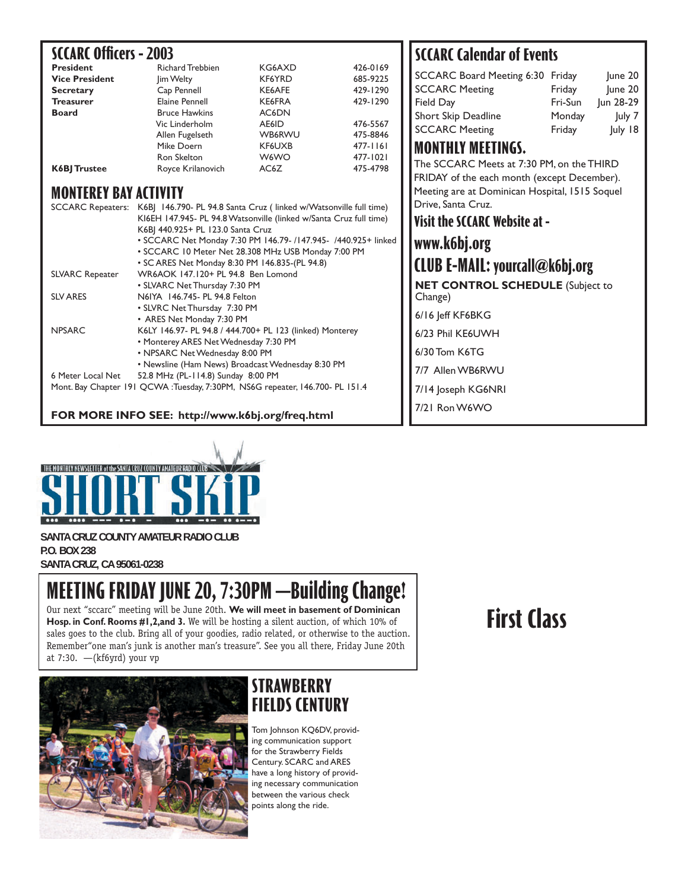## SCCARC Officers - 2003

| | | | |
|---|---|---|---|
| **President** | Richard Trebbien | KG6AXD | 426-0169 |
| **Vice President** | Jim Welty | KF6YRD | 685-9225 |
| **Secretary** | Cap Pennell | KE6AFE | 429-1290 |
| **Treasurer** | Elaine Pennell | KE6FRA | 429-1290 |
| **Board** | Bruce Hawkins | AC6DN | |
| | Vic Linderholm | AE6ID | 476-5567 |
| | Allen Fugelseth | WB6RWU | 475-8846 |
| | Mike Doern | KF6UXB | 477-1161 |
| | Ron Skelton | W6WO | 477-1021 |
| **K6BJ Trustee** | Royce Krilanovich | AC6Z | 475-4798 |

## MONTEREY BAY ACTIVITY

SCCARC Repeaters: K6BJ 146.790- PL 94.8 Santa Cruz ( linked w/Watsonville full time)
KI6EH 147.945- PL 94.8 Watsonville (linked w/Santa Cruz full time)
K6BJ 440.925+ PL 123.0 Santa Cruz
- SCCARC Net Monday 7:30 PM 146.79- /147.945- /440.925+ linked
- SCCARC 10 Meter Net 28.308 MHz USB Monday 7:00 PM
- SC ARES Net Monday 8:30 PM 146.835-(PL 94.8)

SLVARC Repeater WR6AOK 147.120+ PL 94.8 Ben Lomond
- SLVARC Net Thursday 7:30 PM

SLV ARES N6IYA 146.745- PL 94.8 Felton
- SLVRC Net Thursday 7:30 PM
- ARES Net Monday 7:30 PM

NPSARC K6LY 146.97- PL 94.8 / 444.700+ PL 123 (linked) Monterey
- Monterey ARES Net Wednesday 7:30 PM
- NPSARC Net Wednesday 8:00 PM
- Newsline (Ham News) Broadcast Wednesday 8:30 PM

6 Meter Local Net 52.8 MHz (PL-114.8) Sunday 8:00 PM

Mont. Bay Chapter 191 QCWA :Tuesday, 7:30PM, NS6G repeater, 146.700- PL 151.4

**FOR MORE INFO SEE: http://www.k6bj.org/freq.html**

## SCCARC Calendar of Events

| | | |
|---|---|---|
| SCCARC Board Meeting 6:30 | Friday | June 20 |
| SCCARC Meeting | Friday | June 20 |
| Field Day | Fri-Sun | Jun 28-29 |
| Short Skip Deadline | Monday | July 7 |
| SCCARC Meeting | Friday | July 18 |

## MONTHLY MEETINGS.

The SCCARC Meets at 7:30 PM, on the THIRD FRIDAY of the each month (except December). Meeting are at Dominican Hospital, 1515 Soquel Drive, Santa Cruz.

## Visit the SCCARC Website at -

## www.k6bj.org

## CLUB E-MAIL: yourcall@k6bj.org

**NET CONTROL SCHEDULE** (Subject to Change)

6/16 Jeff KF6BKG

6/23 Phil KE6UWH

6/30 Tom K6TG

7/7 Allen WB6RWU

7/14 Joseph KG6NRI

7/21 Ron W6WO

THE MONTHLY NEWSLETTER of the SANTA CRUZ COUNTY AMATEUR RADIO CLUB

SHORT SKIP

**SANTA CRUZ COUNTY AMATEUR RADIO CLUB**
**P.O. BOX 238**
**SANTA CRUZ, CA 95061-0238**

First Class

## MEETING FRIDAY JUNE 20, 7:30PM —Building Change!

Our next "sccarc" meeting will be June 20th. **We will meet in basement of Dominican Hosp. in Conf. Rooms #1,2,and 3.** We will be hosting a silent auction, of which 10% of sales goes to the club. Bring all of your goodies, radio related, or otherwise to the auction. Remember"one man's junk is another man's treasure". See you all there, Friday June 20th at 7:30. —(kf6yrd) your vp

## STRAWBERRY FIELDS CENTURY

Tom Johnson KQ6DV, providing communication support for the Strawberry Fields Century. SCARC and ARES have a long history of providing necessary communication between the various check points along the ride.